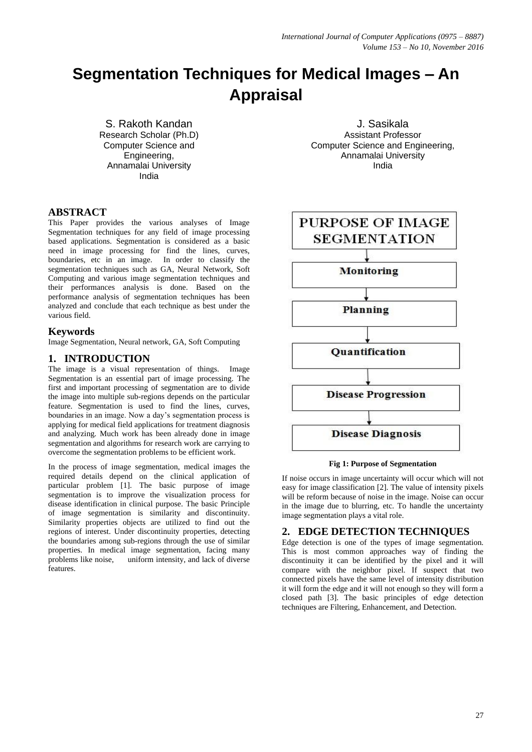# Segmentation Techniques for Medical Images – An Appraisal

S. Rakoth Kandan
Research Scholar (Ph.D)
Computer Science and Engineering,
Annamalai University
India

J. Sasikala
Assistant Professor
Computer Science and Engineering,
Annamalai University
India

## ABSTRACT

This Paper provides the various analyses of Image Segmentation techniques for any field of image processing based applications. Segmentation is considered as a basic need in image processing for find the lines, curves, boundaries, etc in an image. In order to classify the segmentation techniques such as GA, Neural Network, Soft Computing and various image segmentation techniques and their performances analysis is done. Based on the performance analysis of segmentation techniques has been analyzed and conclude that each technique as best under the various field.

## Keywords

Image Segmentation, Neural network, GA, Soft Computing

## 1. INTRODUCTION

The image is a visual representation of things. Image Segmentation is an essential part of image processing. The first and important processing of segmentation are to divide the image into multiple sub-regions depends on the particular feature. Segmentation is used to find the lines, curves, boundaries in an image. Now a day's segmentation process is applying for medical field applications for treatment diagnosis and analyzing. Much work has been already done in image segmentation and algorithms for research work are carrying to overcome the segmentation problems to be efficient work.

In the process of image segmentation, medical images the required details depend on the clinical application of particular problem [1]. The basic purpose of image segmentation is to improve the visualization process for disease identification in clinical purpose. The basic Principle of image segmentation is similarity and discontinuity. Similarity properties objects are utilized to find out the regions of interest. Under discontinuity properties, detecting the boundaries among sub-regions through the use of similar properties. In medical image segmentation, facing many problems like noise, uniform intensity, and lack of diverse features.

PURPOSE OF IMAGE SEGMENTATION → Monitoring → Planning → Quantification → Disease Progression → Disease Diagnosis

**Fig 1: Purpose of Segmentation**

If noise occurs in image uncertainty will occur which will not easy for image classification [2]. The value of intensity pixels will be reform because of noise in the image. Noise can occur in the image due to blurring, etc. To handle the uncertainty image segmentation plays a vital role.

## 2. EDGE DETECTION TECHNIQUES

Edge detection is one of the types of image segmentation. This is most common approaches way of finding the discontinuity it can be identified by the pixel and it will compare with the neighbor pixel. If suspect that two connected pixels have the same level of intensity distribution it will form the edge and it will not enough so they will form a closed path [3]. The basic principles of edge detection techniques are Filtering, Enhancement, and Detection.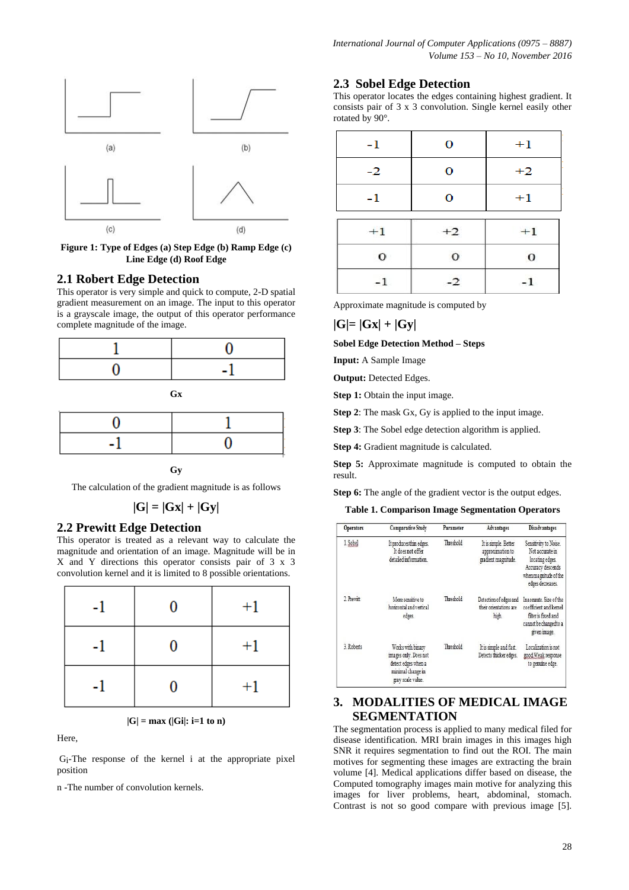Figure 1: Type of Edges (a) Step Edge (b) Ramp Edge (c) Line Edge (d) Roof Edge

## 2.1 Robert Edge Detection

This operator is very simple and quick to compute, 2-D spatial gradient measurement on an image. The input to this operator is a grayscale image, the output of this operator performance complete magnitude of the image.

| 1 | 0 |
|---|---|
| 0 | -1 |

**Gx**

| 0 | 1 |
|---|---|
| -1 | 0 |

**Gy**

The calculation of the gradient magnitude is as follows

$$|G| = |Gx| + |Gy|$$

## 2.2 Prewitt Edge Detection

This operator is treated as a relevant way to calculate the magnitude and orientation of an image. Magnitude will be in X and Y directions this operator consists pair of 3 x 3 convolution kernel and it is limited to 8 possible orientations.

| -1 | 0 | +1 |
|---|---|---|
| -1 | 0 | +1 |
| -1 | 0 | +1 |

$$|G| = \max (|G_i|: i=1 \text{ to } n)$$

Here,

$G_i$-The response of the kernel i at the appropriate pixel position

n -The number of convolution kernels.

## 2.3 Sobel Edge Detection

This operator locates the edges containing highest gradient. It consists pair of 3 x 3 convolution. Single kernel easily other rotated by 90°.

| -1 | 0 | +1 |
|---|---|---|
| -2 | 0 | +2 |
| -1 | 0 | +1 |

| +1 | +2 | +1 |
|---|---|---|
| 0 | 0 | 0 |
| -1 | -2 | -1 |

Approximate magnitude is computed by

$$|G|= |Gx| + |Gy|$$

**Sobel Edge Detection Method – Steps**

**Input:** A Sample Image

**Output:** Detected Edges.

**Step 1:** Obtain the input image.

**Step 2**: The mask Gx, Gy is applied to the input image.

**Step 3**: The Sobel edge detection algorithm is applied.

**Step 4:** Gradient magnitude is calculated.

**Step 5:** Approximate magnitude is computed to obtain the result.

**Step 6:** The angle of the gradient vector is the output edges.

**Table 1. Comparison Image Segmentation Operators**

| Operators | Comparative Study | Parameter | Advantages | Disadvantages |
|---|---|---|---|---|
| 1. Sobel | It produces thin edges. It does not offer detailed information. | Threshold | It is simple. Better approximation to gradient magnitude. | Sensitivity to Noise. Not accurate in locating edges. Accuracy descends when magnitude of the edges decreases. |
| 2. Prewitt | More sensitive to horizontal and vertical edges. | Threshold | Detection of edges and their orientations are high. | Inaccurate. Size of the coefficient and kernel filter is fixed and cannot be changed to a given image. |
| 3. Roberts | Works with binary images only. Does not detect edges when a minimal change in gray scale value. | Threshold | It is simple and fast. Detects thicker edges. | Localization is not good.Weak response to genuine edge. |

## 3. MODALITIES OF MEDICAL IMAGE SEGMENTATION

The segmentation process is applied to many medical filed for disease identification. MRI brain images in this images high SNR it requires segmentation to find out the ROI. The main motives for segmenting these images are extracting the brain volume [4]. Medical applications differ based on disease, the Computed tomography images main motive for analyzing this images for liver problems, heart, abdominal, stomach. Contrast is not so good compare with previous image [5].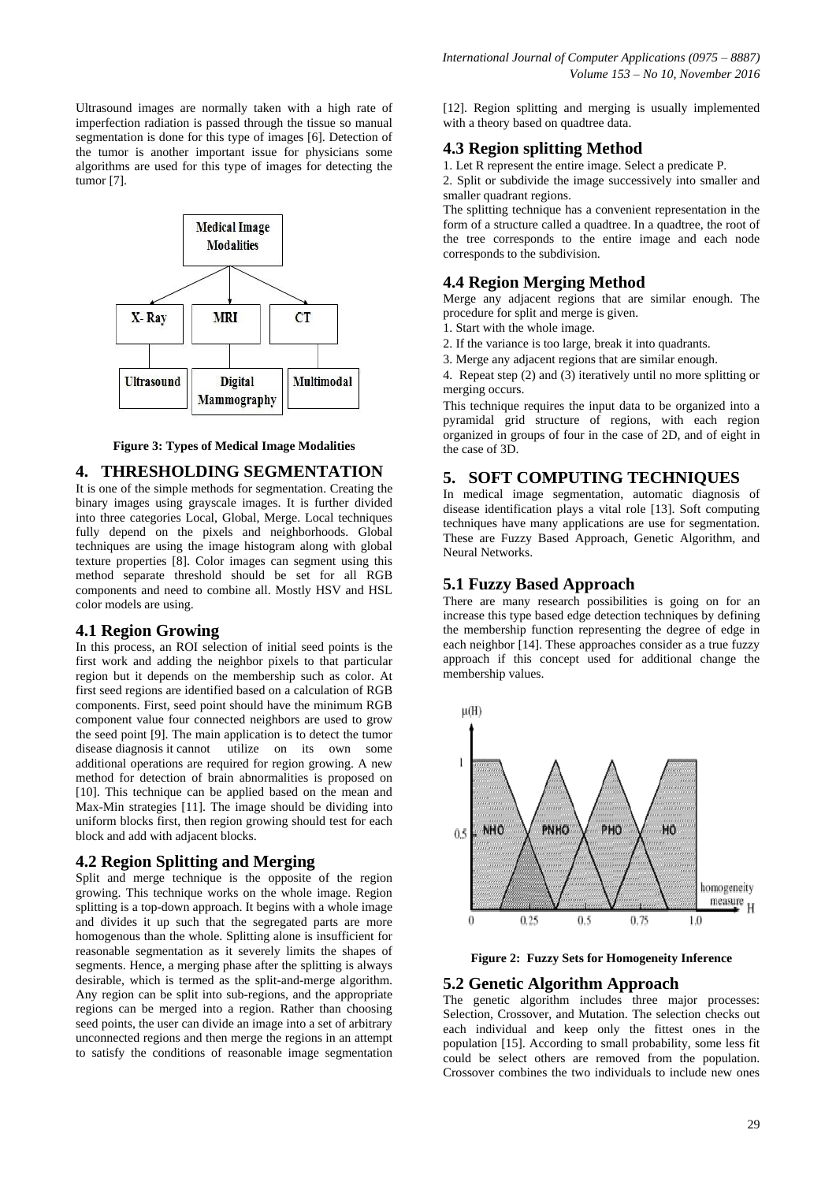Ultrasound images are normally taken with a high rate of imperfection radiation is passed through the tissue so manual segmentation is done for this type of images [6]. Detection of the tumor is another important issue for physicians some algorithms are used for this type of images for detecting the tumor [7].

**Figure 3: Types of Medical Image Modalities**

## 4. THRESHOLDING SEGMENTATION

It is one of the simple methods for segmentation. Creating the binary images using grayscale images. It is further divided into three categories Local, Global, Merge. Local techniques fully depend on the pixels and neighborhoods. Global techniques are using the image histogram along with global texture properties [8]. Color images can segment using this method separate threshold should be set for all RGB components and need to combine all. Mostly HSV and HSL color models are using.

### 4.1 Region Growing

In this process, an ROI selection of initial seed points is the first work and adding the neighbor pixels to that particular region but it depends on the membership such as color. At first seed regions are identified based on a calculation of RGB components. First, seed point should have the minimum RGB component value four connected neighbors are used to grow the seed point [9]. The main application is to detect the tumor disease diagnosis it cannot utilize on its own some additional operations are required for region growing. A new method for detection of brain abnormalities is proposed on [10]. This technique can be applied based on the mean and Max-Min strategies [11]. The image should be dividing into uniform blocks first, then region growing should test for each block and add with adjacent blocks.

### 4.2 Region Splitting and Merging

Split and merge technique is the opposite of the region growing. This technique works on the whole image. Region splitting is a top-down approach. It begins with a whole image and divides it up such that the segregated parts are more homogenous than the whole. Splitting alone is insufficient for reasonable segmentation as it severely limits the shapes of segments. Hence, a merging phase after the splitting is always desirable, which is termed as the split-and-merge algorithm. Any region can be split into sub-regions, and the appropriate regions can be merged into a region. Rather than choosing seed points, the user can divide an image into a set of arbitrary unconnected regions and then merge the regions in an attempt to satisfy the conditions of reasonable image segmentation [12]. Region splitting and merging is usually implemented with a theory based on quadtree data.

### 4.3 Region splitting Method

1. Let R represent the entire image. Select a predicate P.
2. Split or subdivide the image successively into smaller and smaller quadrant regions.

The splitting technique has a convenient representation in the form of a structure called a quadtree. In a quadtree, the root of the tree corresponds to the entire image and each node corresponds to the subdivision.

### 4.4 Region Merging Method

Merge any adjacent regions that are similar enough. The procedure for split and merge is given.

1. Start with the whole image.
2. If the variance is too large, break it into quadrants.
3. Merge any adjacent regions that are similar enough.
4. Repeat step (2) and (3) iteratively until no more splitting or merging occurs.

This technique requires the input data to be organized into a pyramidal grid structure of regions, with each region organized in groups of four in the case of 2D, and of eight in the case of 3D.

## 5. SOFT COMPUTING TECHNIQUES

In medical image segmentation, automatic diagnosis of disease identification plays a vital role [13]. Soft computing techniques have many applications are use for segmentation. These are Fuzzy Based Approach, Genetic Algorithm, and Neural Networks.

### 5.1 Fuzzy Based Approach

There are many research possibilities is going on for an increase this type based edge detection techniques by defining the membership function representing the degree of edge in each neighbor [14]. These approaches consider as a true fuzzy approach if this concept used for additional change the membership values.

**Figure 2: Fuzzy Sets for Homogeneity Inference**

### 5.2 Genetic Algorithm Approach

The genetic algorithm includes three major processes: Selection, Crossover, and Mutation. The selection checks out each individual and keep only the fittest ones in the population [15]. According to small probability, some less fit could be select others are removed from the population. Crossover combines the two individuals to include new ones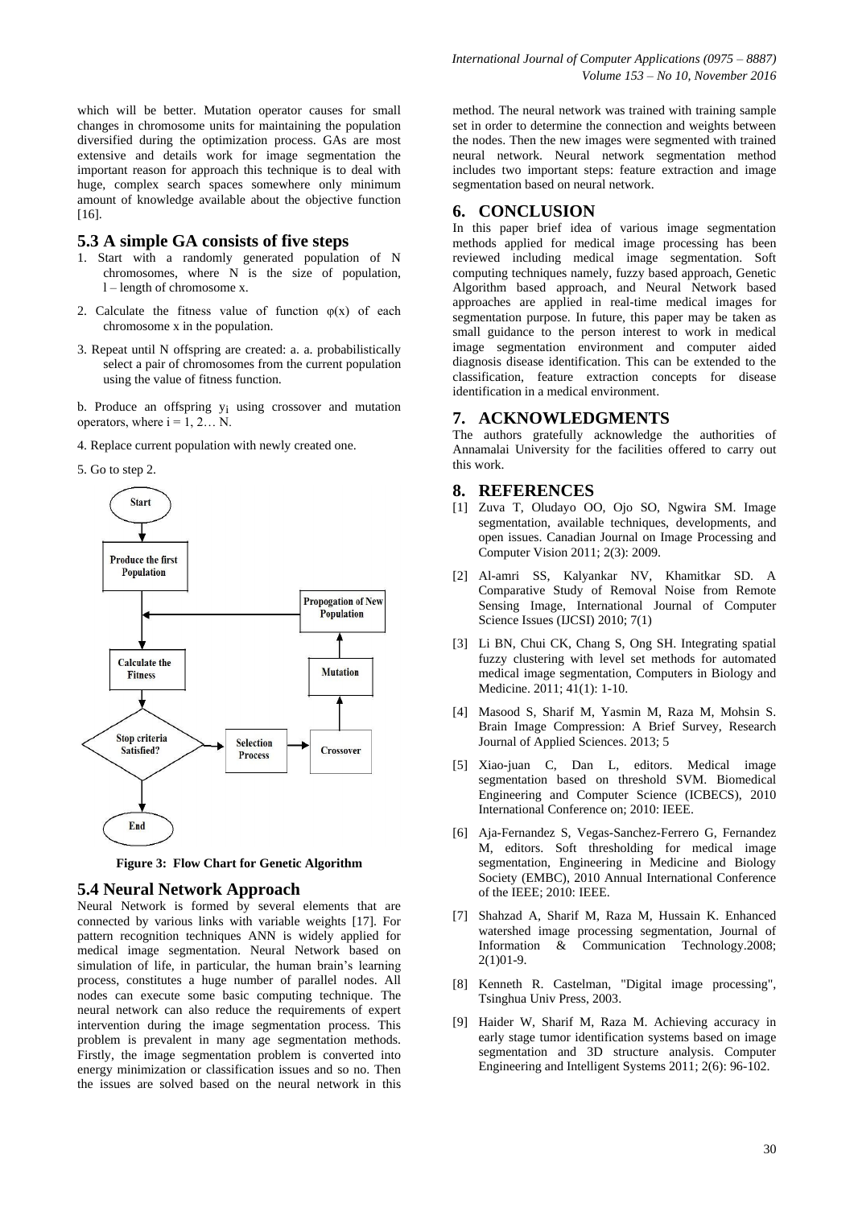which will be better. Mutation operator causes for small changes in chromosome units for maintaining the population diversified during the optimization process. GAs are most extensive and details work for image segmentation the important reason for approach this technique is to deal with huge, complex search spaces somewhere only minimum amount of knowledge available about the objective function [16].

## 5.3 A simple GA consists of five steps

1. Start with a randomly generated population of N chromosomes, where N is the size of population, l – length of chromosome x.
2. Calculate the fitness value of function φ(x) of each chromosome x in the population.
3. Repeat until N offspring are created: a. a. probabilistically select a pair of chromosomes from the current population using the value of fitness function.

b. Produce an offspring $y_i$ using crossover and mutation operators, where i = 1, 2… N.

4. Replace current population with newly created one.

5. Go to step 2.

**Figure 3: Flow Chart for Genetic Algorithm**

## 5.4 Neural Network Approach

Neural Network is formed by several elements that are connected by various links with variable weights [17]. For pattern recognition techniques ANN is widely applied for medical image segmentation. Neural Network based on simulation of life, in particular, the human brain's learning process, constitutes a huge number of parallel nodes. All nodes can execute some basic computing technique. The neural network can also reduce the requirements of expert intervention during the image segmentation process. This problem is prevalent in many age segmentation methods. Firstly, the image segmentation problem is converted into energy minimization or classification issues and so no. Then the issues are solved based on the neural network in this method. The neural network was trained with training sample set in order to determine the connection and weights between the nodes. Then the new images were segmented with trained neural network. Neural network segmentation method includes two important steps: feature extraction and image segmentation based on neural network.

# 6. CONCLUSION

In this paper brief idea of various image segmentation methods applied for medical image processing has been reviewed including medical image segmentation. Soft computing techniques namely, fuzzy based approach, Genetic Algorithm based approach, and Neural Network based approaches are applied in real-time medical images for segmentation purpose. In future, this paper may be taken as small guidance to the person interest to work in medical image segmentation environment and computer aided diagnosis disease identification. This can be extended to the classification, feature extraction concepts for disease identification in a medical environment.

# 7. ACKNOWLEDGMENTS

The authors gratefully acknowledge the authorities of Annamalai University for the facilities offered to carry out this work.

# 8. REFERENCES

[1] Zuva T, Oludayo OO, Ojo SO, Ngwira SM. Image segmentation, available techniques, developments, and open issues. Canadian Journal on Image Processing and Computer Vision 2011; 2(3): 2009.

[2] Al-amri SS, Kalyankar NV, Khamitkar SD. A Comparative Study of Removal Noise from Remote Sensing Image, International Journal of Computer Science Issues (IJCSI) 2010; 7(1)

[3] Li BN, Chui CK, Chang S, Ong SH. Integrating spatial fuzzy clustering with level set methods for automated medical image segmentation, Computers in Biology and Medicine. 2011; 41(1): 1-10.

[4] Masood S, Sharif M, Yasmin M, Raza M, Mohsin S. Brain Image Compression: A Brief Survey, Research Journal of Applied Sciences. 2013; 5

[5] Xiao-juan C, Dan L, editors. Medical image segmentation based on threshold SVM. Biomedical Engineering and Computer Science (ICBECS), 2010 International Conference on; 2010: IEEE.

[6] Aja-Fernandez S, Vegas-Sanchez-Ferrero G, Fernandez M, editors. Soft thresholding for medical image segmentation, Engineering in Medicine and Biology Society (EMBC), 2010 Annual International Conference of the IEEE; 2010: IEEE.

[7] Shahzad A, Sharif M, Raza M, Hussain K. Enhanced watershed image processing segmentation, Journal of Information & Communication Technology.2008; 2(1)01-9.

[8] Kenneth R. Castelman, "Digital image processing", Tsinghua Univ Press, 2003.

[9] Haider W, Sharif M, Raza M. Achieving accuracy in early stage tumor identification systems based on image segmentation and 3D structure analysis. Computer Engineering and Intelligent Systems 2011; 2(6): 96-102.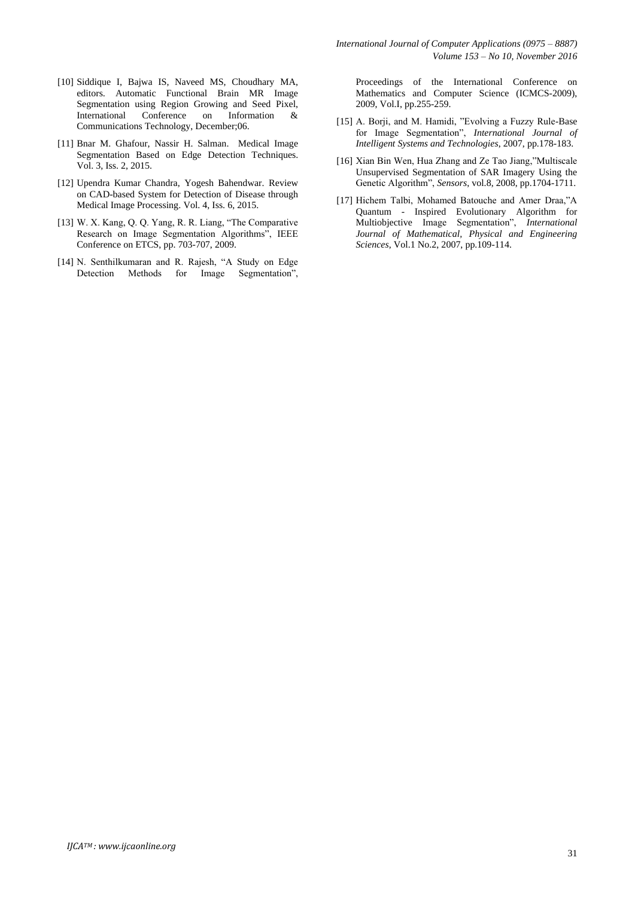[10] Siddique I, Bajwa IS, Naveed MS, Choudhary MA, editors. Automatic Functional Brain MR Image Segmentation using Region Growing and Seed Pixel, International Conference on Information & Communications Technology, December;06.

[11] Bnar M. Ghafour, Nassir H. Salman. Medical Image Segmentation Based on Edge Detection Techniques. Vol. 3, Iss. 2, 2015.

[12] Upendra Kumar Chandra, Yogesh Bahendwar. Review on CAD-based System for Detection of Disease through Medical Image Processing. Vol. 4, Iss. 6, 2015.

[13] W. X. Kang, Q. Q. Yang, R. R. Liang, "The Comparative Research on Image Segmentation Algorithms", IEEE Conference on ETCS, pp. 703-707, 2009.

[14] N. Senthilkumaran and R. Rajesh, "A Study on Edge Detection Methods for Image Segmentation", Proceedings of the International Conference on Mathematics and Computer Science (ICMCS-2009), 2009, Vol.I, pp.255-259.

[15] A. Borji, and M. Hamidi, "Evolving a Fuzzy Rule-Base for Image Segmentation", *International Journal of Intelligent Systems and Technologies*, 2007, pp.178-183.

[16] Xian Bin Wen, Hua Zhang and Ze Tao Jiang,"Multiscale Unsupervised Segmentation of SAR Imagery Using the Genetic Algorithm", *Sensors*, vol.8, 2008, pp.1704-1711.

[17] Hichem Talbi, Mohamed Batouche and Amer Draa,"A Quantum - Inspired Evolutionary Algorithm for Multiobjective Image Segmentation", *International Journal of Mathematical, Physical and Engineering Sciences,* Vol.1 No.2, 2007, pp.109-114.